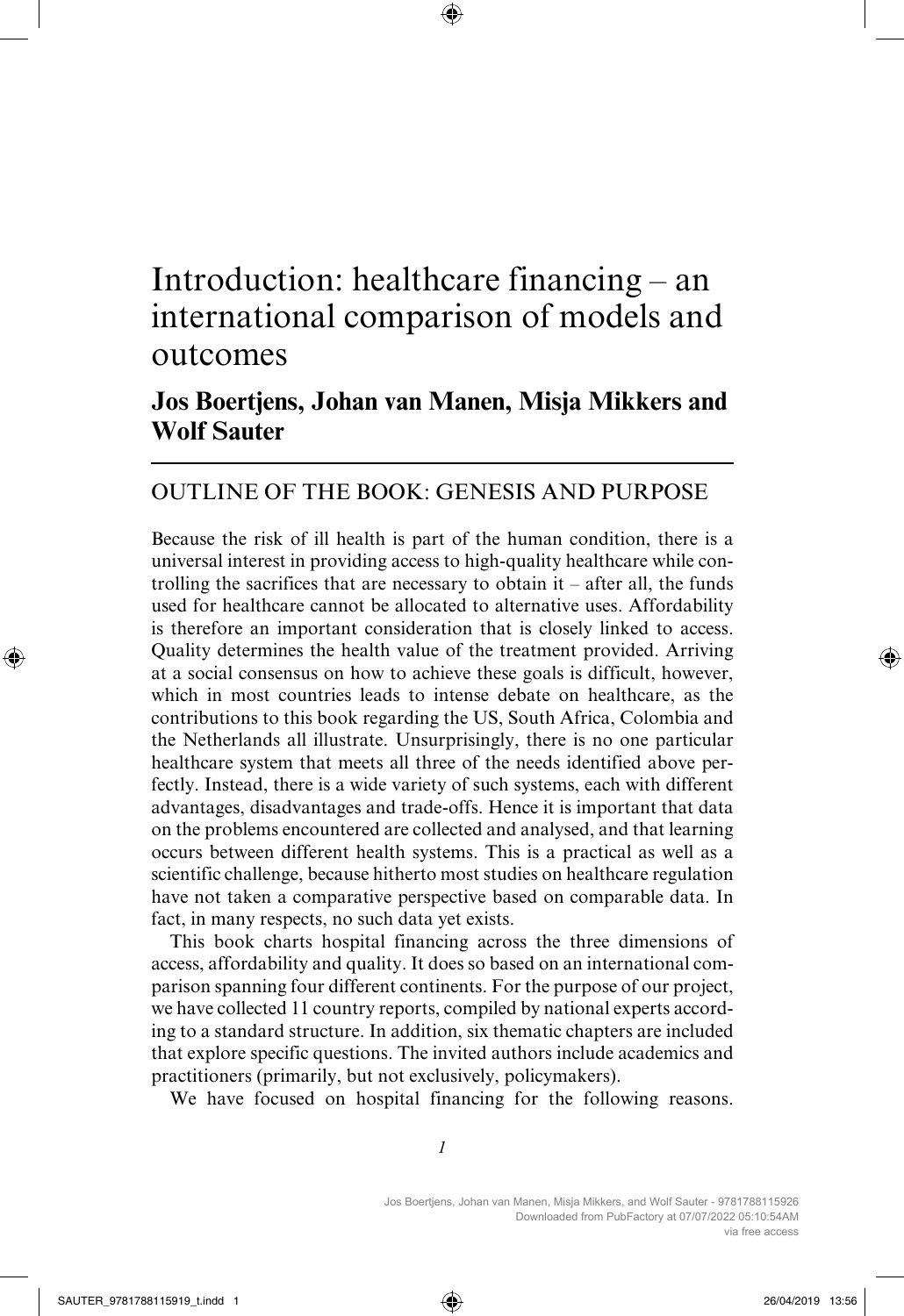# Introduction: healthcare financing – an international comparison of models and outcomes

**Jos Boertjens, Johan van Manen, Misja Mikkers and Wolf Sauter**

## OUTLINE OF THE BOOK: GENESIS AND PURPOSE

Because the risk of ill health is part of the human condition, there is a universal interest in providing access to high-quality healthcare while controlling the sacrifices that are necessary to obtain it – after all, the funds used for healthcare cannot be allocated to alternative uses. Affordability is therefore an important consideration that is closely linked to access. Quality determines the health value of the treatment provided. Arriving at a social consensus on how to achieve these goals is difficult, however, which in most countries leads to intense debate on healthcare, as the contributions to this book regarding the US, South Africa, Colombia and the Netherlands all illustrate. Unsurprisingly, there is no one particular healthcare system that meets all three of the needs identified above perfectly. Instead, there is a wide variety of such systems, each with different advantages, disadvantages and trade-offs. Hence it is important that data on the problems encountered are collected and analysed, and that learning occurs between different health systems. This is a practical as well as a scientific challenge, because hitherto most studies on healthcare regulation have not taken a comparative perspective based on comparable data. In fact, in many respects, no such data yet exists.

This book charts hospital financing across the three dimensions of access, affordability and quality. It does so based on an international comparison spanning four different continents. For the purpose of our project, we have collected 11 country reports, compiled by national experts according to a standard structure. In addition, six thematic chapters are included that explore specific questions. The invited authors include academics and practitioners (primarily, but not exclusively, policymakers).

We have focused on hospital financing for the following reasons.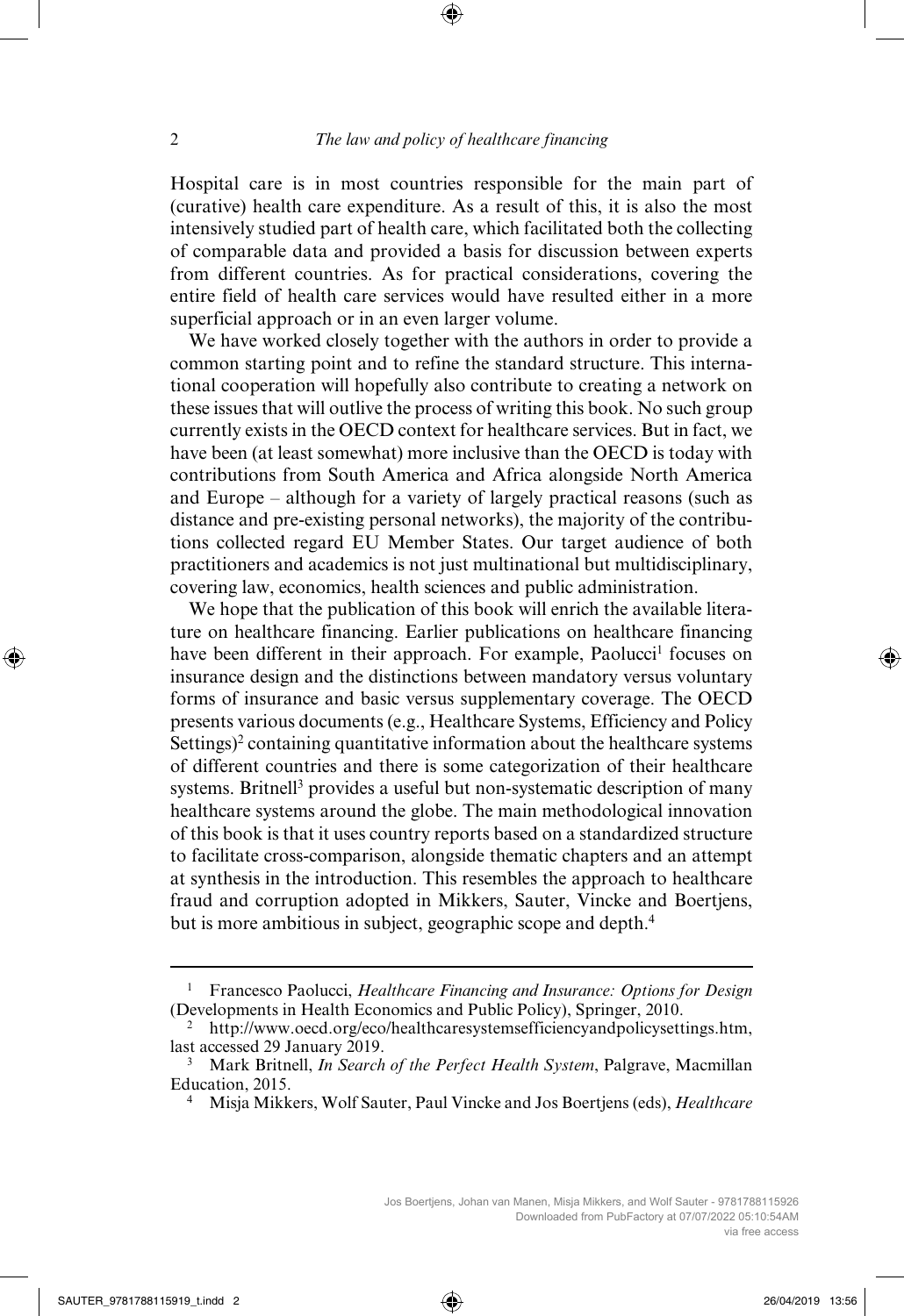Hospital care is in most countries responsible for the main part of (curative) health care expenditure. As a result of this, it is also the most intensively studied part of health care, which facilitated both the collecting of comparable data and provided a basis for discussion between experts from different countries. As for practical considerations, covering the entire field of health care services would have resulted either in a more superficial approach or in an even larger volume.

We have worked closely together with the authors in order to provide a common starting point and to refine the standard structure. This international cooperation will hopefully also contribute to creating a network on these issues that will outlive the process of writing this book. No such group currently exists in the OECD context for healthcare services. But in fact, we have been (at least somewhat) more inclusive than the OECD is today with contributions from South America and Africa alongside North America and Europe – although for a variety of largely practical reasons (such as distance and pre-existing personal networks), the majority of the contributions collected regard EU Member States. Our target audience of both practitioners and academics is not just multinational but multidisciplinary, covering law, economics, health sciences and public administration.

We hope that the publication of this book will enrich the available literature on healthcare financing. Earlier publications on healthcare financing have been different in their approach. For example, Paolucci[1] focuses on insurance design and the distinctions between mandatory versus voluntary forms of insurance and basic versus supplementary coverage. The OECD presents various documents (e.g., Healthcare Systems, Efficiency and Policy Settings)[2] containing quantitative information about the healthcare systems of different countries and there is some categorization of their healthcare systems. Britnell[3] provides a useful but non-systematic description of many healthcare systems around the globe. The main methodological innovation of this book is that it uses country reports based on a standardized structure to facilitate cross-comparison, alongside thematic chapters and an attempt at synthesis in the introduction. This resembles the approach to healthcare fraud and corruption adopted in Mikkers, Sauter, Vincke and Boertjens, but is more ambitious in subject, geographic scope and depth.[4]

---

[1] Francesco Paolucci, *Healthcare Financing and Insurance: Options for Design* (Developments in Health Economics and Public Policy), Springer, 2010.

[2] http://www.oecd.org/eco/healthcaresystemsefficiencyandpolicysettings.htm, last accessed 29 January 2019.

[3] Mark Britnell, *In Search of the Perfect Health System*, Palgrave, Macmillan Education, 2015.

[4] Misja Mikkers, Wolf Sauter, Paul Vincke and Jos Boertjens (eds), *Healthcare*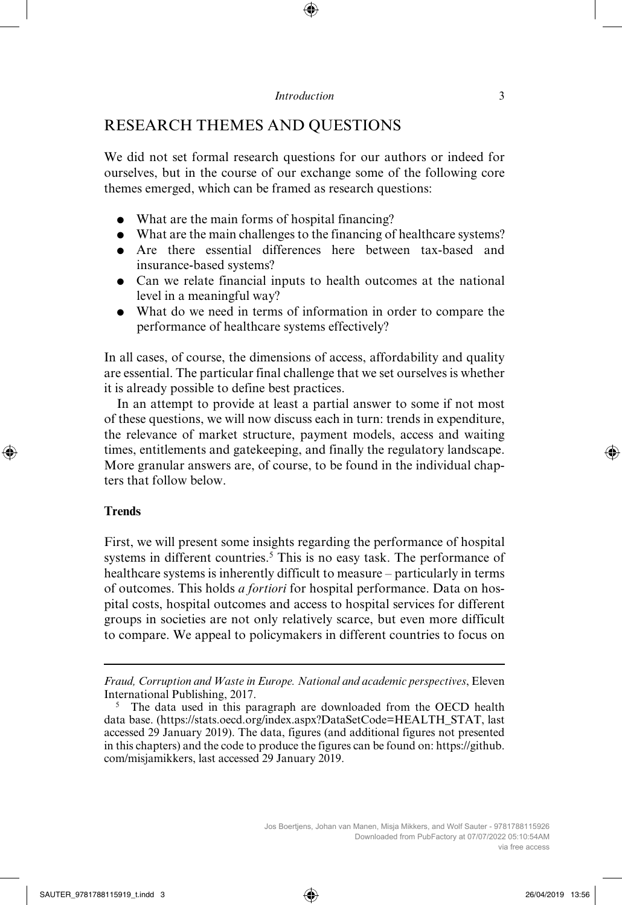## RESEARCH THEMES AND QUESTIONS

We did not set formal research questions for our authors or indeed for ourselves, but in the course of our exchange some of the following core themes emerged, which can be framed as research questions:

- What are the main forms of hospital financing?
- What are the main challenges to the financing of healthcare systems?
- Are there essential differences here between tax-based and insurance-based systems?
- Can we relate financial inputs to health outcomes at the national level in a meaningful way?
- What do we need in terms of information in order to compare the performance of healthcare systems effectively?

In all cases, of course, the dimensions of access, affordability and quality are essential. The particular final challenge that we set ourselves is whether it is already possible to define best practices.

In an attempt to provide at least a partial answer to some if not most of these questions, we will now discuss each in turn: trends in expenditure, the relevance of market structure, payment models, access and waiting times, entitlements and gatekeeping, and finally the regulatory landscape. More granular answers are, of course, to be found in the individual chapters that follow below.

### Trends

First, we will present some insights regarding the performance of hospital systems in different countries.[5] This is no easy task. The performance of healthcare systems is inherently difficult to measure – particularly in terms of outcomes. This holds *a fortiori* for hospital performance. Data on hospital costs, hospital outcomes and access to hospital services for different groups in societies are not only relatively scarce, but even more difficult to compare. We appeal to policymakers in different countries to focus on

---

*Fraud, Corruption and Waste in Europe. National and academic perspectives*, Eleven International Publishing, 2017.

[5] The data used in this paragraph are downloaded from the OECD health data base. (https://stats.oecd.org/index.aspx?DataSetCode=HEALTH_STAT, last accessed 29 January 2019). The data, figures (and additional figures not presented in this chapters) and the code to produce the figures can be found on: https://github.com/misjamikkers, last accessed 29 January 2019.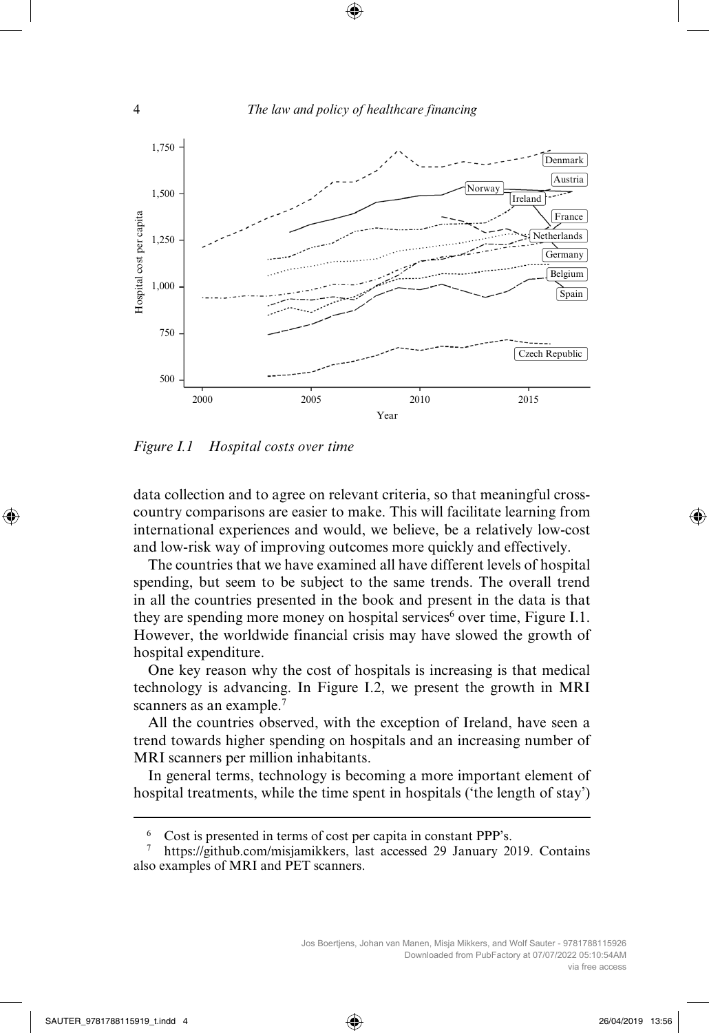*Figure I.1 Hospital costs over time*

data collection and to agree on relevant criteria, so that meaningful cross-country comparisons are easier to make. This will facilitate learning from international experiences and would, we believe, be a relatively low-cost and low-risk way of improving outcomes more quickly and effectively.

The countries that we have examined all have different levels of hospital spending, but seem to be subject to the same trends. The overall trend in all the countries presented in the book and present in the data is that they are spending more money on hospital services[6] over time, Figure I.1. However, the worldwide financial crisis may have slowed the growth of hospital expenditure.

One key reason why the cost of hospitals is increasing is that medical technology is advancing. In Figure I.2, we present the growth in MRI scanners as an example.[7]

All the countries observed, with the exception of Ireland, have seen a trend towards higher spending on hospitals and an increasing number of MRI scanners per million inhabitants.

In general terms, technology is becoming a more important element of hospital treatments, while the time spent in hospitals ('the length of stay')

---

[6] Cost is presented in terms of cost per capita in constant PPP's.

[7] https://github.com/misjamikkers, last accessed 29 January 2019. Contains also examples of MRI and PET scanners.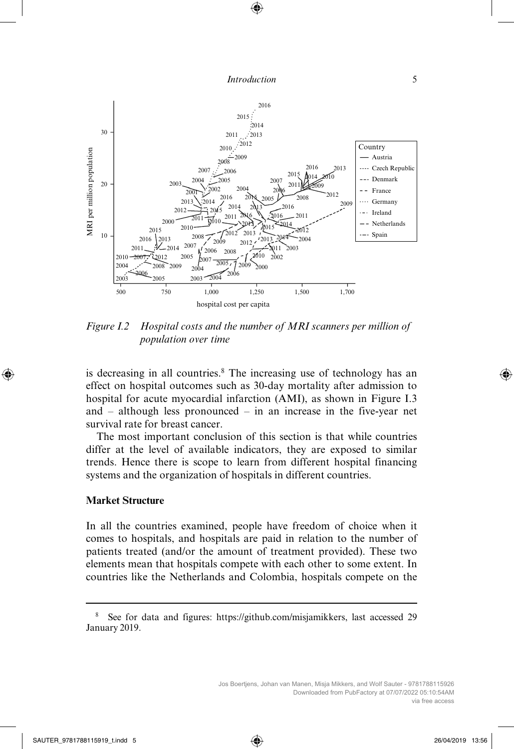*Figure I.2 Hospital costs and the number of MRI scanners per million of population over time*

is decreasing in all countries.[8] The increasing use of technology has an effect on hospital outcomes such as 30-day mortality after admission to hospital for acute myocardial infarction (AMI), as shown in Figure I.3 and – although less pronounced – in an increase in the five-year net survival rate for breast cancer.

The most important conclusion of this section is that while countries differ at the level of available indicators, they are exposed to similar trends. Hence there is scope to learn from different hospital financing systems and the organization of hospitals in different countries.

## Market Structure

In all the countries examined, people have freedom of choice when it comes to hospitals, and hospitals are paid in relation to the number of patients treated (and/or the amount of treatment provided). These two elements mean that hospitals compete with each other to some extent. In countries like the Netherlands and Colombia, hospitals compete on the

---

[8] See for data and figures: https://github.com/misjamikkers, last accessed 29 January 2019.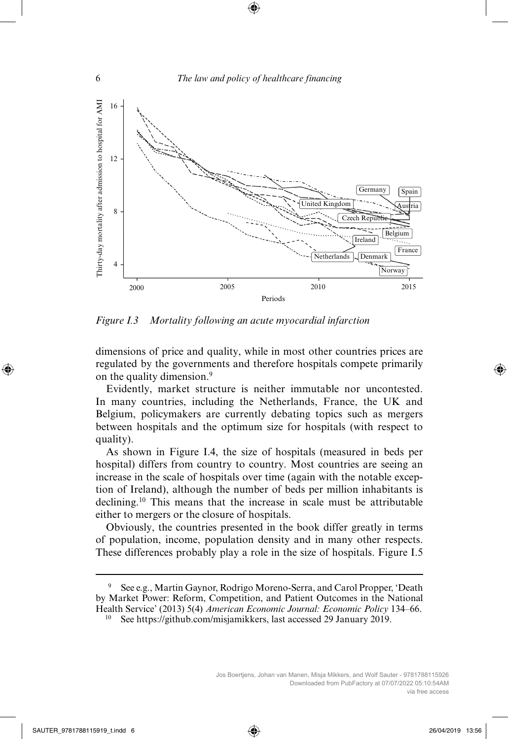*Figure I.3 Mortality following an acute myocardial infarction*

dimensions of price and quality, while in most other countries prices are regulated by the governments and therefore hospitals compete primarily on the quality dimension.[9]

Evidently, market structure is neither immutable nor uncontested. In many countries, including the Netherlands, France, the UK and Belgium, policymakers are currently debating topics such as mergers between hospitals and the optimum size for hospitals (with respect to quality).

As shown in Figure I.4, the size of hospitals (measured in beds per hospital) differs from country to country. Most countries are seeing an increase in the scale of hospitals over time (again with the notable exception of Ireland), although the number of beds per million inhabitants is declining.[10] This means that the increase in scale must be attributable either to mergers or the closure of hospitals.

Obviously, the countries presented in the book differ greatly in terms of population, income, population density and in many other respects. These differences probably play a role in the size of hospitals. Figure I.5

---

[9] See e.g., Martin Gaynor, Rodrigo Moreno-Serra, and Carol Propper, 'Death by Market Power: Reform, Competition, and Patient Outcomes in the National Health Service' (2013) 5(4) *American Economic Journal: Economic Policy* 134–66.

[10] See https://github.com/misjamikkers, last accessed 29 January 2019.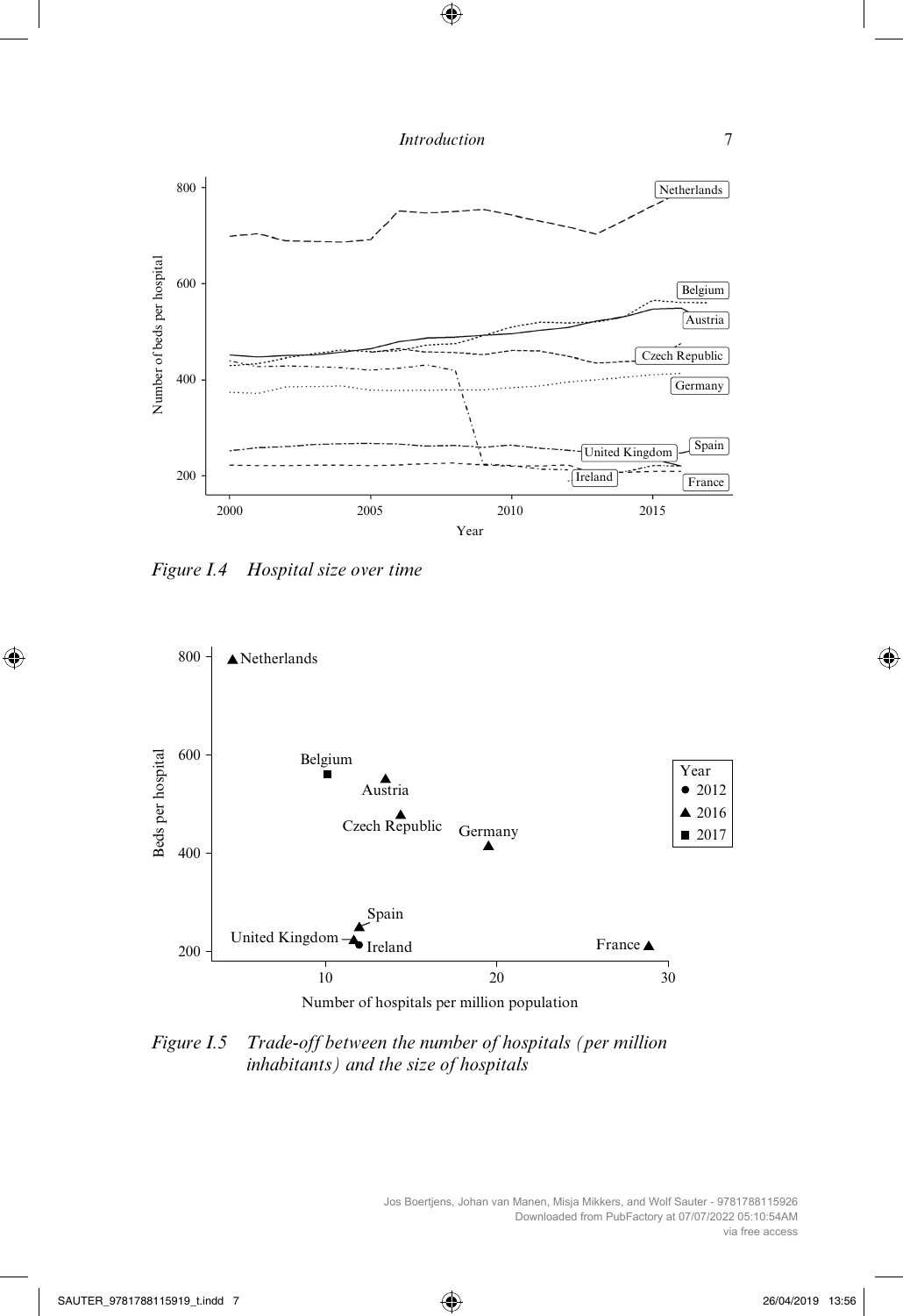*Figure I.4 Hospital size over time*

*Figure I.5 Trade-off between the number of hospitals (per million inhabitants) and the size of hospitals*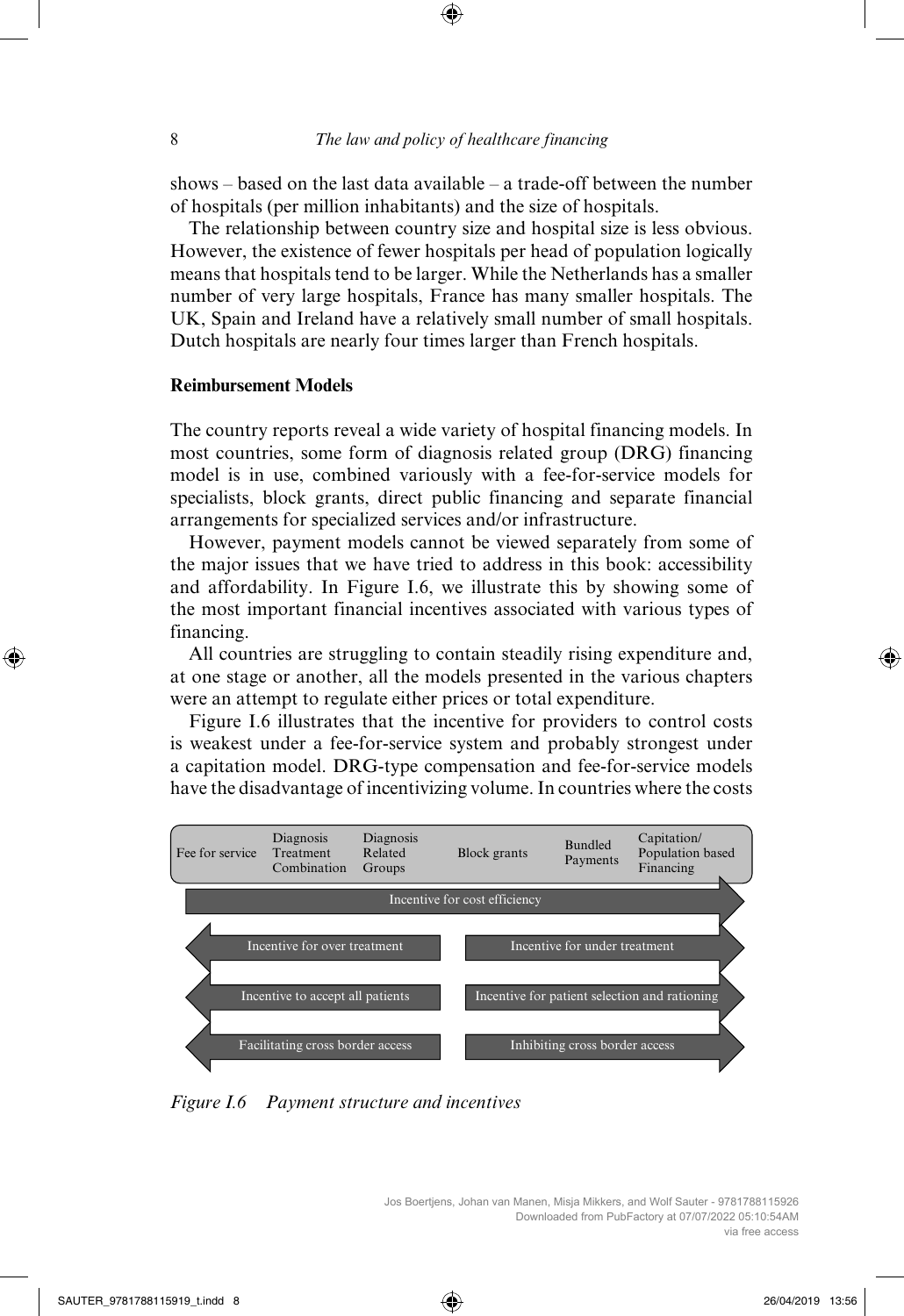shows – based on the last data available – a trade-off between the number of hospitals (per million inhabitants) and the size of hospitals.

The relationship between country size and hospital size is less obvious. However, the existence of fewer hospitals per head of population logically means that hospitals tend to be larger. While the Netherlands has a smaller number of very large hospitals, France has many smaller hospitals. The UK, Spain and Ireland have a relatively small number of small hospitals. Dutch hospitals are nearly four times larger than French hospitals.

**Reimbursement Models**

The country reports reveal a wide variety of hospital financing models. In most countries, some form of diagnosis related group (DRG) financing model is in use, combined variously with a fee-for-service models for specialists, block grants, direct public financing and separate financial arrangements for specialized services and/or infrastructure.

However, payment models cannot be viewed separately from some of the major issues that we have tried to address in this book: accessibility and affordability. In Figure I.6, we illustrate this by showing some of the most important financial incentives associated with various types of financing.

All countries are struggling to contain steadily rising expenditure and, at one stage or another, all the models presented in the various chapters were an attempt to regulate either prices or total expenditure.

Figure I.6 illustrates that the incentive for providers to control costs is weakest under a fee-for-service system and probably strongest under a capitation model. DRG-type compensation and fee-for-service models have the disadvantage of incentivizing volume. In countries where the costs

| Fee for service | Diagnosis Treatment Combination | Diagnosis Related Groups | Block grants | Bundled Payments | Capitation/ Population based Financing |
|---|---|---|---|---|---|
| Incentive for cost efficiency → | | | | | |
| ← Incentive for over treatment | | | Incentive for under treatment → | | |
| ← Incentive to accept all patients | | | Incentive for patient selection and rationing → | | |
| ← Facilitating cross border access | | | Inhibiting cross border access → | | |

*Figure I.6 Payment structure and incentives*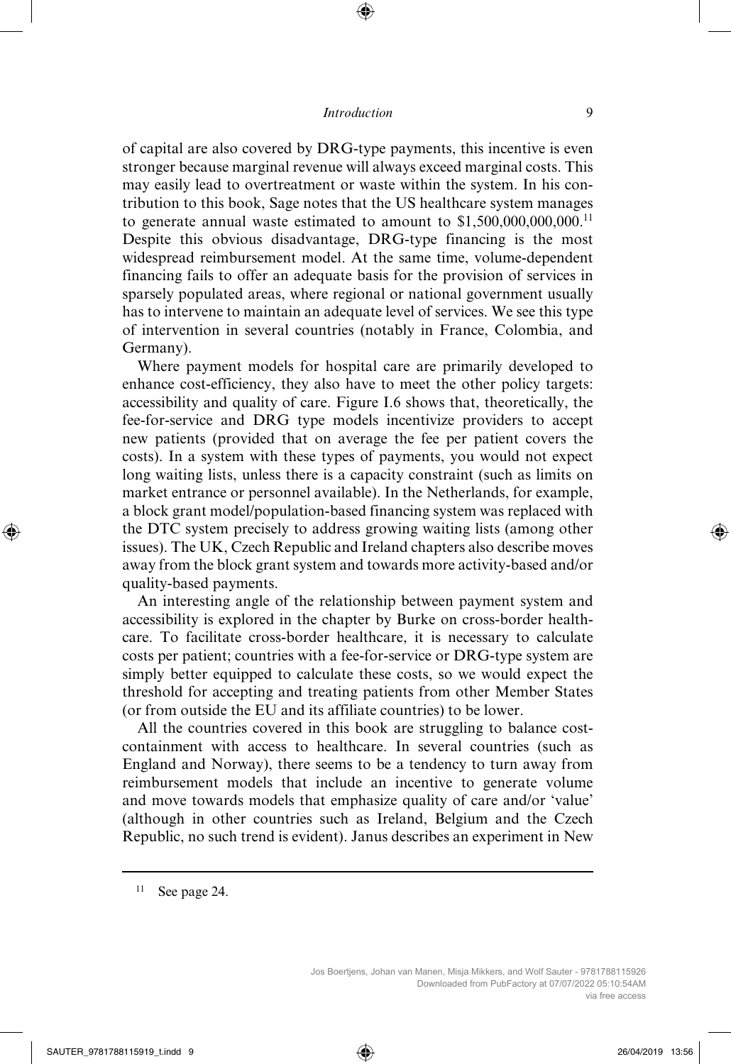of capital are also covered by DRG-type payments, this incentive is even stronger because marginal revenue will always exceed marginal costs. This may easily lead to overtreatment or waste within the system. In his contribution to this book, Sage notes that the US healthcare system manages to generate annual waste estimated to amount to $1,500,000,000,000.[11] Despite this obvious disadvantage, DRG-type financing is the most widespread reimbursement model. At the same time, volume-dependent financing fails to offer an adequate basis for the provision of services in sparsely populated areas, where regional or national government usually has to intervene to maintain an adequate level of services. We see this type of intervention in several countries (notably in France, Colombia, and Germany).

Where payment models for hospital care are primarily developed to enhance cost-efficiency, they also have to meet the other policy targets: accessibility and quality of care. Figure I.6 shows that, theoretically, the fee-for-service and DRG type models incentivize providers to accept new patients (provided that on average the fee per patient covers the costs). In a system with these types of payments, you would not expect long waiting lists, unless there is a capacity constraint (such as limits on market entrance or personnel available). In the Netherlands, for example, a block grant model/population-based financing system was replaced with the DTC system precisely to address growing waiting lists (among other issues). The UK, Czech Republic and Ireland chapters also describe moves away from the block grant system and towards more activity-based and/or quality-based payments.

An interesting angle of the relationship between payment system and accessibility is explored in the chapter by Burke on cross-border healthcare. To facilitate cross-border healthcare, it is necessary to calculate costs per patient; countries with a fee-for-service or DRG-type system are simply better equipped to calculate these costs, so we would expect the threshold for accepting and treating patients from other Member States (or from outside the EU and its affiliate countries) to be lower.

All the countries covered in this book are struggling to balance cost-containment with access to healthcare. In several countries (such as England and Norway), there seems to be a tendency to turn away from reimbursement models that include an incentive to generate volume and move towards models that emphasize quality of care and/or 'value' (although in other countries such as Ireland, Belgium and the Czech Republic, no such trend is evident). Janus describes an experiment in New

---

[11] See page 24.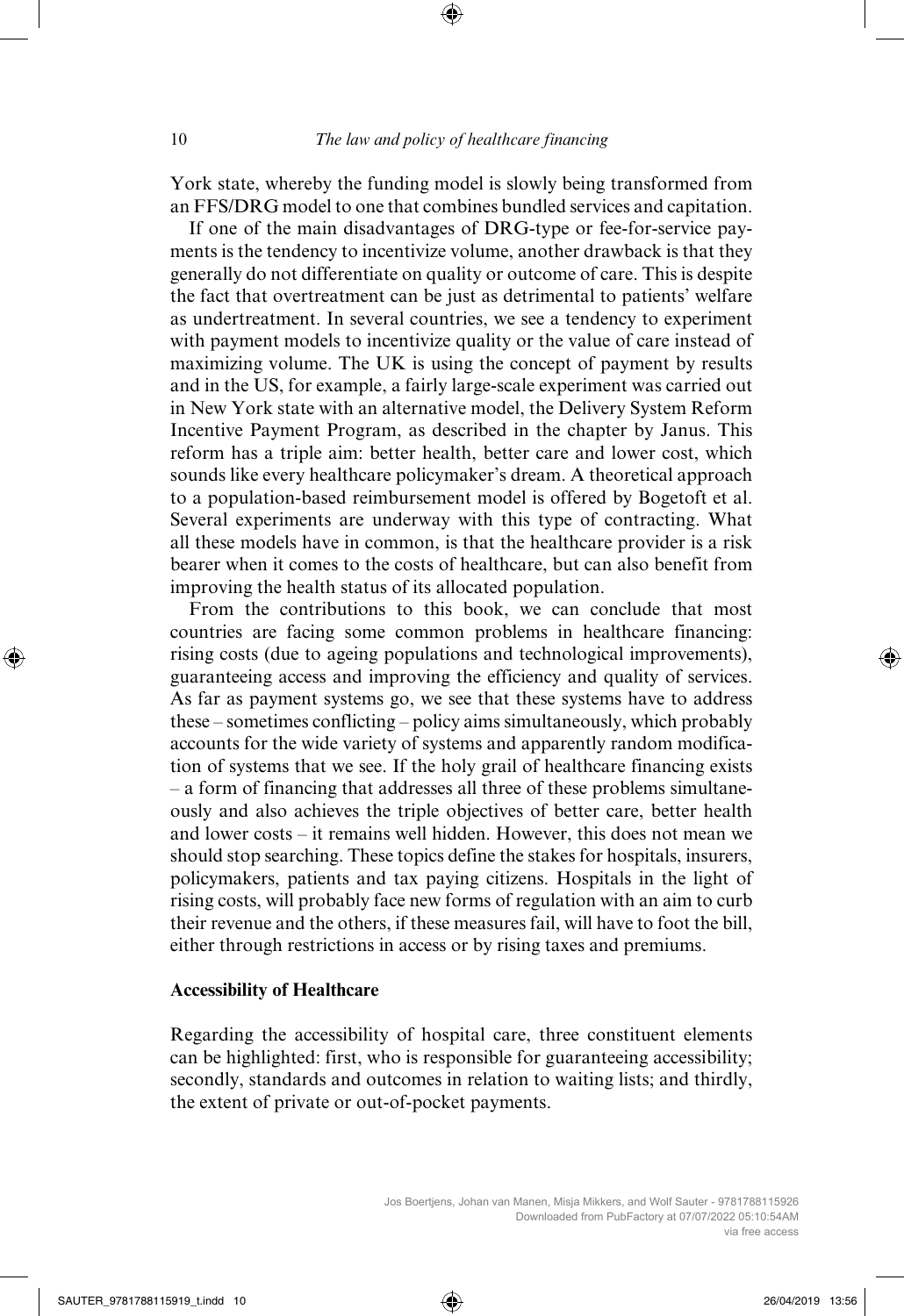York state, whereby the funding model is slowly being transformed from an FFS/DRG model to one that combines bundled services and capitation.

If one of the main disadvantages of DRG-type or fee-for-service payments is the tendency to incentivize volume, another drawback is that they generally do not differentiate on quality or outcome of care. This is despite the fact that overtreatment can be just as detrimental to patients' welfare as undertreatment. In several countries, we see a tendency to experiment with payment models to incentivize quality or the value of care instead of maximizing volume. The UK is using the concept of payment by results and in the US, for example, a fairly large-scale experiment was carried out in New York state with an alternative model, the Delivery System Reform Incentive Payment Program, as described in the chapter by Janus. This reform has a triple aim: better health, better care and lower cost, which sounds like every healthcare policymaker's dream. A theoretical approach to a population-based reimbursement model is offered by Bogetoft et al. Several experiments are underway with this type of contracting. What all these models have in common, is that the healthcare provider is a risk bearer when it comes to the costs of healthcare, but can also benefit from improving the health status of its allocated population.

From the contributions to this book, we can conclude that most countries are facing some common problems in healthcare financing: rising costs (due to ageing populations and technological improvements), guaranteeing access and improving the efficiency and quality of services. As far as payment systems go, we see that these systems have to address these – sometimes conflicting – policy aims simultaneously, which probably accounts for the wide variety of systems and apparently random modification of systems that we see. If the holy grail of healthcare financing exists – a form of financing that addresses all three of these problems simultaneously and also achieves the triple objectives of better care, better health and lower costs – it remains well hidden. However, this does not mean we should stop searching. These topics define the stakes for hospitals, insurers, policymakers, patients and tax paying citizens. Hospitals in the light of rising costs, will probably face new forms of regulation with an aim to curb their revenue and the others, if these measures fail, will have to foot the bill, either through restrictions in access or by rising taxes and premiums.

### Accessibility of Healthcare

Regarding the accessibility of hospital care, three constituent elements can be highlighted: first, who is responsible for guaranteeing accessibility; secondly, standards and outcomes in relation to waiting lists; and thirdly, the extent of private or out-of-pocket payments.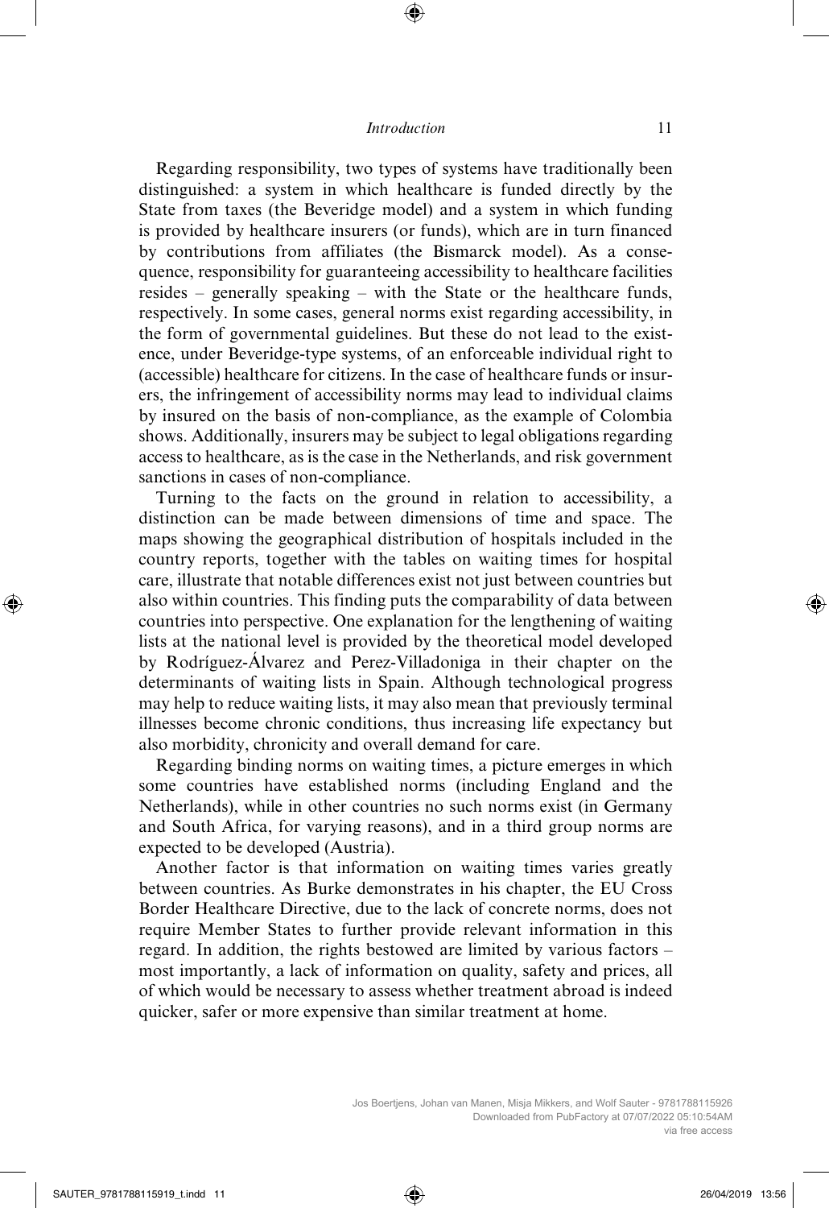Regarding responsibility, two types of systems have traditionally been distinguished: a system in which healthcare is funded directly by the State from taxes (the Beveridge model) and a system in which funding is provided by healthcare insurers (or funds), which are in turn financed by contributions from affiliates (the Bismarck model). As a consequence, responsibility for guaranteeing accessibility to healthcare facilities resides – generally speaking – with the State or the healthcare funds, respectively. In some cases, general norms exist regarding accessibility, in the form of governmental guidelines. But these do not lead to the existence, under Beveridge-type systems, of an enforceable individual right to (accessible) healthcare for citizens. In the case of healthcare funds or insurers, the infringement of accessibility norms may lead to individual claims by insured on the basis of non-compliance, as the example of Colombia shows. Additionally, insurers may be subject to legal obligations regarding access to healthcare, as is the case in the Netherlands, and risk government sanctions in cases of non-compliance.

Turning to the facts on the ground in relation to accessibility, a distinction can be made between dimensions of time and space. The maps showing the geographical distribution of hospitals included in the country reports, together with the tables on waiting times for hospital care, illustrate that notable differences exist not just between countries but also within countries. This finding puts the comparability of data between countries into perspective. One explanation for the lengthening of waiting lists at the national level is provided by the theoretical model developed by Rodríguez-Álvarez and Perez-Villadoniga in their chapter on the determinants of waiting lists in Spain. Although technological progress may help to reduce waiting lists, it may also mean that previously terminal illnesses become chronic conditions, thus increasing life expectancy but also morbidity, chronicity and overall demand for care.

Regarding binding norms on waiting times, a picture emerges in which some countries have established norms (including England and the Netherlands), while in other countries no such norms exist (in Germany and South Africa, for varying reasons), and in a third group norms are expected to be developed (Austria).

Another factor is that information on waiting times varies greatly between countries. As Burke demonstrates in his chapter, the EU Cross Border Healthcare Directive, due to the lack of concrete norms, does not require Member States to further provide relevant information in this regard. In addition, the rights bestowed are limited by various factors – most importantly, a lack of information on quality, safety and prices, all of which would be necessary to assess whether treatment abroad is indeed quicker, safer or more expensive than similar treatment at home.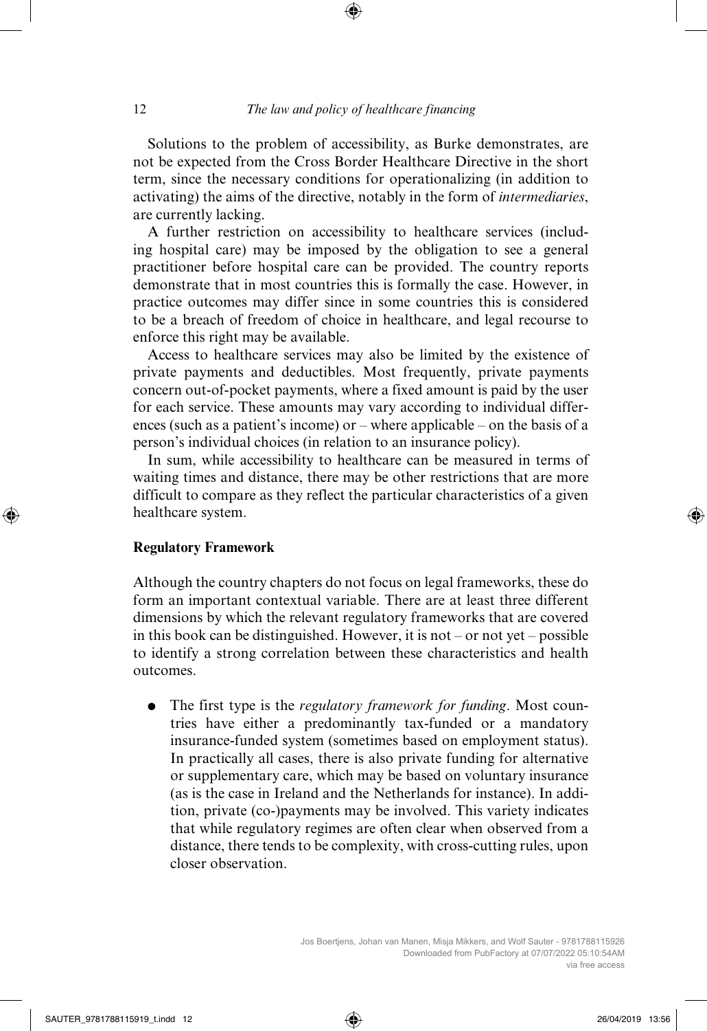Solutions to the problem of accessibility, as Burke demonstrates, are not be expected from the Cross Border Healthcare Directive in the short term, since the necessary conditions for operationalizing (in addition to activating) the aims of the directive, notably in the form of *intermediaries*, are currently lacking.

A further restriction on accessibility to healthcare services (including hospital care) may be imposed by the obligation to see a general practitioner before hospital care can be provided. The country reports demonstrate that in most countries this is formally the case. However, in practice outcomes may differ since in some countries this is considered to be a breach of freedom of choice in healthcare, and legal recourse to enforce this right may be available.

Access to healthcare services may also be limited by the existence of private payments and deductibles. Most frequently, private payments concern out-of-pocket payments, where a fixed amount is paid by the user for each service. These amounts may vary according to individual differences (such as a patient's income) or – where applicable – on the basis of a person's individual choices (in relation to an insurance policy).

In sum, while accessibility to healthcare can be measured in terms of waiting times and distance, there may be other restrictions that are more difficult to compare as they reflect the particular characteristics of a given healthcare system.

**Regulatory Framework**

Although the country chapters do not focus on legal frameworks, these do form an important contextual variable. There are at least three different dimensions by which the relevant regulatory frameworks that are covered in this book can be distinguished. However, it is not – or not yet – possible to identify a strong correlation between these characteristics and health outcomes.

- The first type is the *regulatory framework for funding*. Most countries have either a predominantly tax-funded or a mandatory insurance-funded system (sometimes based on employment status). In practically all cases, there is also private funding for alternative or supplementary care, which may be based on voluntary insurance (as is the case in Ireland and the Netherlands for instance). In addition, private (co-)payments may be involved. This variety indicates that while regulatory regimes are often clear when observed from a distance, there tends to be complexity, with cross-cutting rules, upon closer observation.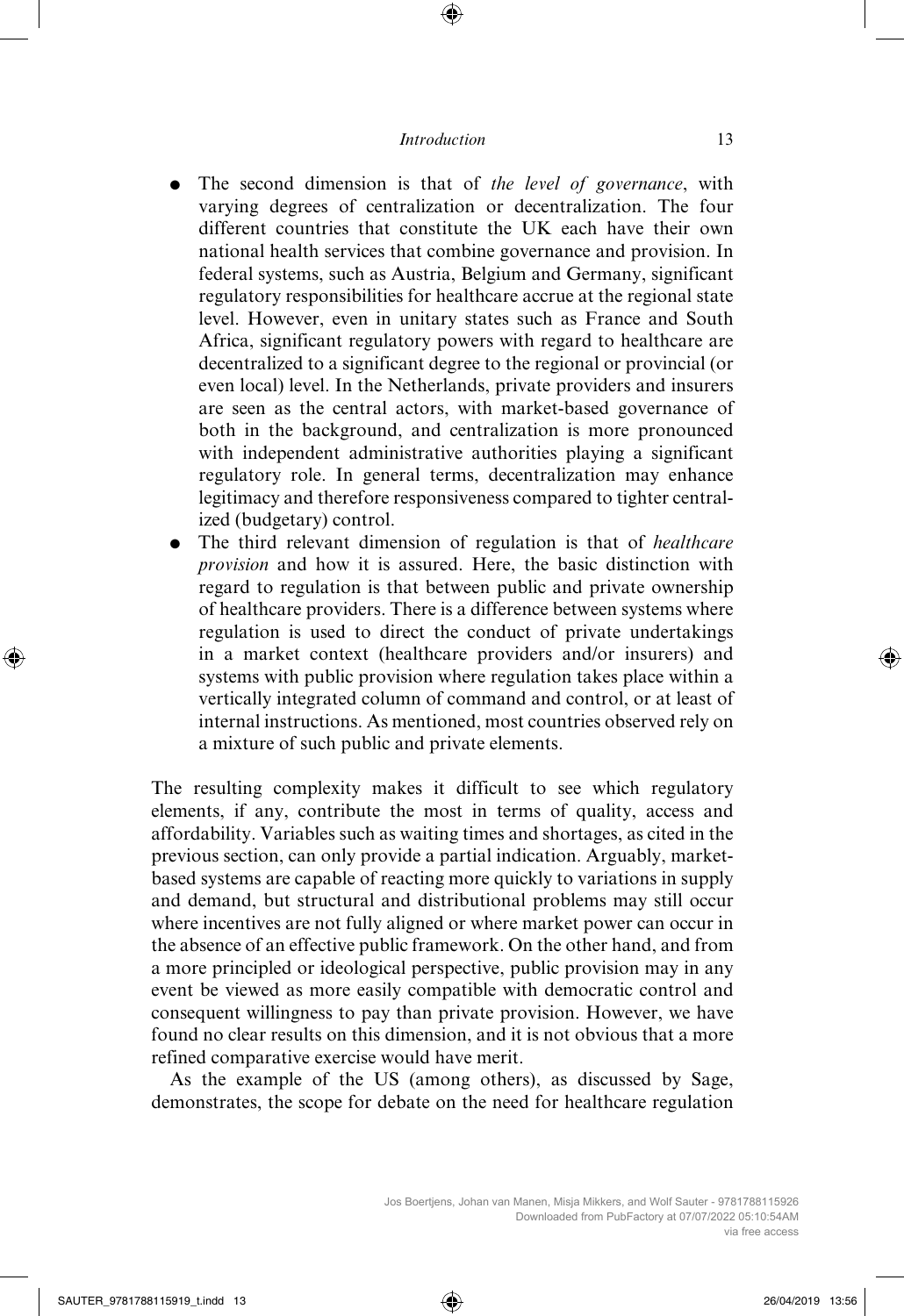- The second dimension is that of *the level of governance*, with varying degrees of centralization or decentralization. The four different countries that constitute the UK each have their own national health services that combine governance and provision. In federal systems, such as Austria, Belgium and Germany, significant regulatory responsibilities for healthcare accrue at the regional state level. However, even in unitary states such as France and South Africa, significant regulatory powers with regard to healthcare are decentralized to a significant degree to the regional or provincial (or even local) level. In the Netherlands, private providers and insurers are seen as the central actors, with market-based governance of both in the background, and centralization is more pronounced with independent administrative authorities playing a significant regulatory role. In general terms, decentralization may enhance legitimacy and therefore responsiveness compared to tighter centralized (budgetary) control.
- The third relevant dimension of regulation is that of *healthcare provision* and how it is assured. Here, the basic distinction with regard to regulation is that between public and private ownership of healthcare providers. There is a difference between systems where regulation is used to direct the conduct of private undertakings in a market context (healthcare providers and/or insurers) and systems with public provision where regulation takes place within a vertically integrated column of command and control, or at least of internal instructions. As mentioned, most countries observed rely on a mixture of such public and private elements.

The resulting complexity makes it difficult to see which regulatory elements, if any, contribute the most in terms of quality, access and affordability. Variables such as waiting times and shortages, as cited in the previous section, can only provide a partial indication. Arguably, market-based systems are capable of reacting more quickly to variations in supply and demand, but structural and distributional problems may still occur where incentives are not fully aligned or where market power can occur in the absence of an effective public framework. On the other hand, and from a more principled or ideological perspective, public provision may in any event be viewed as more easily compatible with democratic control and consequent willingness to pay than private provision. However, we have found no clear results on this dimension, and it is not obvious that a more refined comparative exercise would have merit.

As the example of the US (among others), as discussed by Sage, demonstrates, the scope for debate on the need for healthcare regulation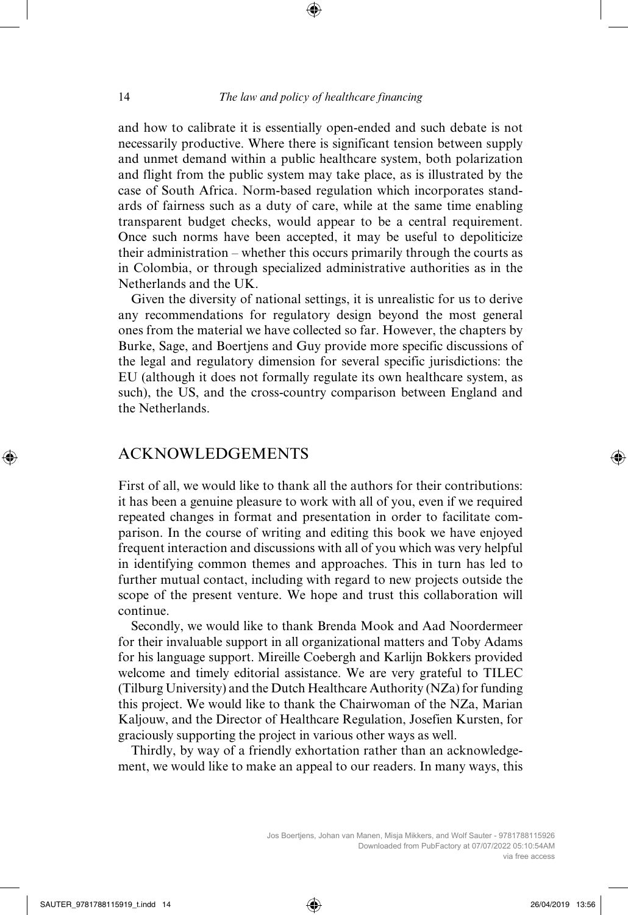and how to calibrate it is essentially open-ended and such debate is not necessarily productive. Where there is significant tension between supply and unmet demand within a public healthcare system, both polarization and flight from the public system may take place, as is illustrated by the case of South Africa. Norm-based regulation which incorporates standards of fairness such as a duty of care, while at the same time enabling transparent budget checks, would appear to be a central requirement. Once such norms have been accepted, it may be useful to depoliticize their administration – whether this occurs primarily through the courts as in Colombia, or through specialized administrative authorities as in the Netherlands and the UK.

Given the diversity of national settings, it is unrealistic for us to derive any recommendations for regulatory design beyond the most general ones from the material we have collected so far. However, the chapters by Burke, Sage, and Boertjens and Guy provide more specific discussions of the legal and regulatory dimension for several specific jurisdictions: the EU (although it does not formally regulate its own healthcare system, as such), the US, and the cross-country comparison between England and the Netherlands.

## ACKNOWLEDGEMENTS

First of all, we would like to thank all the authors for their contributions: it has been a genuine pleasure to work with all of you, even if we required repeated changes in format and presentation in order to facilitate comparison. In the course of writing and editing this book we have enjoyed frequent interaction and discussions with all of you which was very helpful in identifying common themes and approaches. This in turn has led to further mutual contact, including with regard to new projects outside the scope of the present venture. We hope and trust this collaboration will continue.

Secondly, we would like to thank Brenda Mook and Aad Noordermeer for their invaluable support in all organizational matters and Toby Adams for his language support. Mireille Coebergh and Karlijn Bokkers provided welcome and timely editorial assistance. We are very grateful to TILEC (Tilburg University) and the Dutch Healthcare Authority (NZa) for funding this project. We would like to thank the Chairwoman of the NZa, Marian Kaljouw, and the Director of Healthcare Regulation, Josefien Kursten, for graciously supporting the project in various other ways as well.

Thirdly, by way of a friendly exhortation rather than an acknowledgement, we would like to make an appeal to our readers. In many ways, this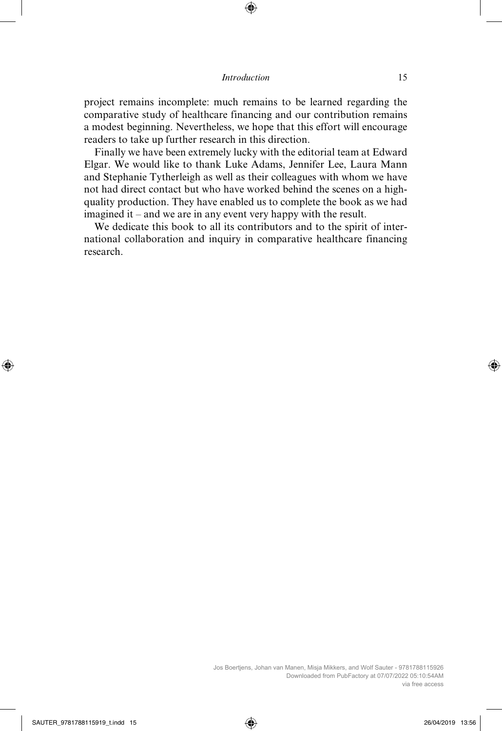project remains incomplete: much remains to be learned regarding the comparative study of healthcare financing and our contribution remains a modest beginning. Nevertheless, we hope that this effort will encourage readers to take up further research in this direction.

Finally we have been extremely lucky with the editorial team at Edward Elgar. We would like to thank Luke Adams, Jennifer Lee, Laura Mann and Stephanie Tytherleigh as well as their colleagues with whom we have not had direct contact but who have worked behind the scenes on a high-quality production. They have enabled us to complete the book as we had imagined it – and we are in any event very happy with the result.

We dedicate this book to all its contributors and to the spirit of international collaboration and inquiry in comparative healthcare financing research.